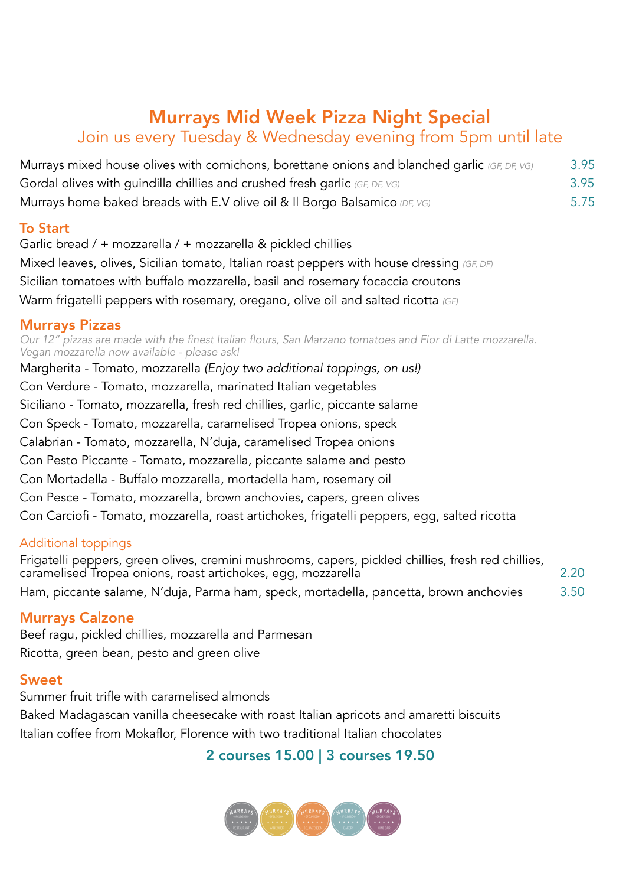# Murrays Mid Week Pizza Night Special

## Join us every Tuesday & Wednesday evening from 5pm until late

| | |
|---|---|
| Murrays mixed house olives with cornichons, borettane onions and blanched garlic *(GF, DF, VG)* | 3.95 |
| Gordal olives with guindilla chillies and crushed fresh garlic *(GF, DF, VG)* | 3.95 |
| Murrays home baked breads with E.V olive oil & Il Borgo Balsamico *(DF, VG)* | 5.75 |

## To Start

Garlic bread / + mozzarella / + mozzarella & pickled chillies

Mixed leaves, olives, Sicilian tomato, Italian roast peppers with house dressing *(GF, DF)*

Sicilian tomatoes with buffalo mozzarella, basil and rosemary focaccia croutons

Warm frigatelli peppers with rosemary, oregano, olive oil and salted ricotta *(GF)*

## Murrays Pizzas

*Our 12" pizzas are made with the finest Italian flours, San Marzano tomatoes and Fior di Latte mozzarella. Vegan mozzarella now available - please ask!*

Margherita - Tomato, mozzarella *(Enjoy two additional toppings, on us!)*

Con Verdure - Tomato, mozzarella, marinated Italian vegetables

Siciliano - Tomato, mozzarella, fresh red chillies, garlic, piccante salame

Con Speck - Tomato, mozzarella, caramelised Tropea onions, speck

Calabrian - Tomato, mozzarella, N'duja, caramelised Tropea onions

Con Pesto Piccante - Tomato, mozzarella, piccante salame and pesto

Con Mortadella - Buffalo mozzarella, mortadella ham, rosemary oil

Con Pesce - Tomato, mozzarella, brown anchovies, capers, green olives

Con Carciofi - Tomato, mozzarella, roast artichokes, frigatelli peppers, egg, salted ricotta

### Additional toppings

| | |
|---|---|
| Frigatelli peppers, green olives, cremini mushrooms, capers, pickled chillies, fresh red chillies, caramelised Tropea onions, roast artichokes, egg, mozzarella | 2.20 |
| Ham, piccante salame, N'duja, Parma ham, speck, mortadella, pancetta, brown anchovies | 3.50 |

## Murrays Calzone

Beef ragu, pickled chillies, mozzarella and Parmesan

Ricotta, green bean, pesto and green olive

## Sweet

Summer fruit trifle with caramelised almonds

Baked Madagascan vanilla cheesecake with roast Italian apricots and amaretti biscuits

Italian coffee from Mokaflor, Florence with two traditional Italian chocolates

**2 courses 15.00 | 3 courses 19.50**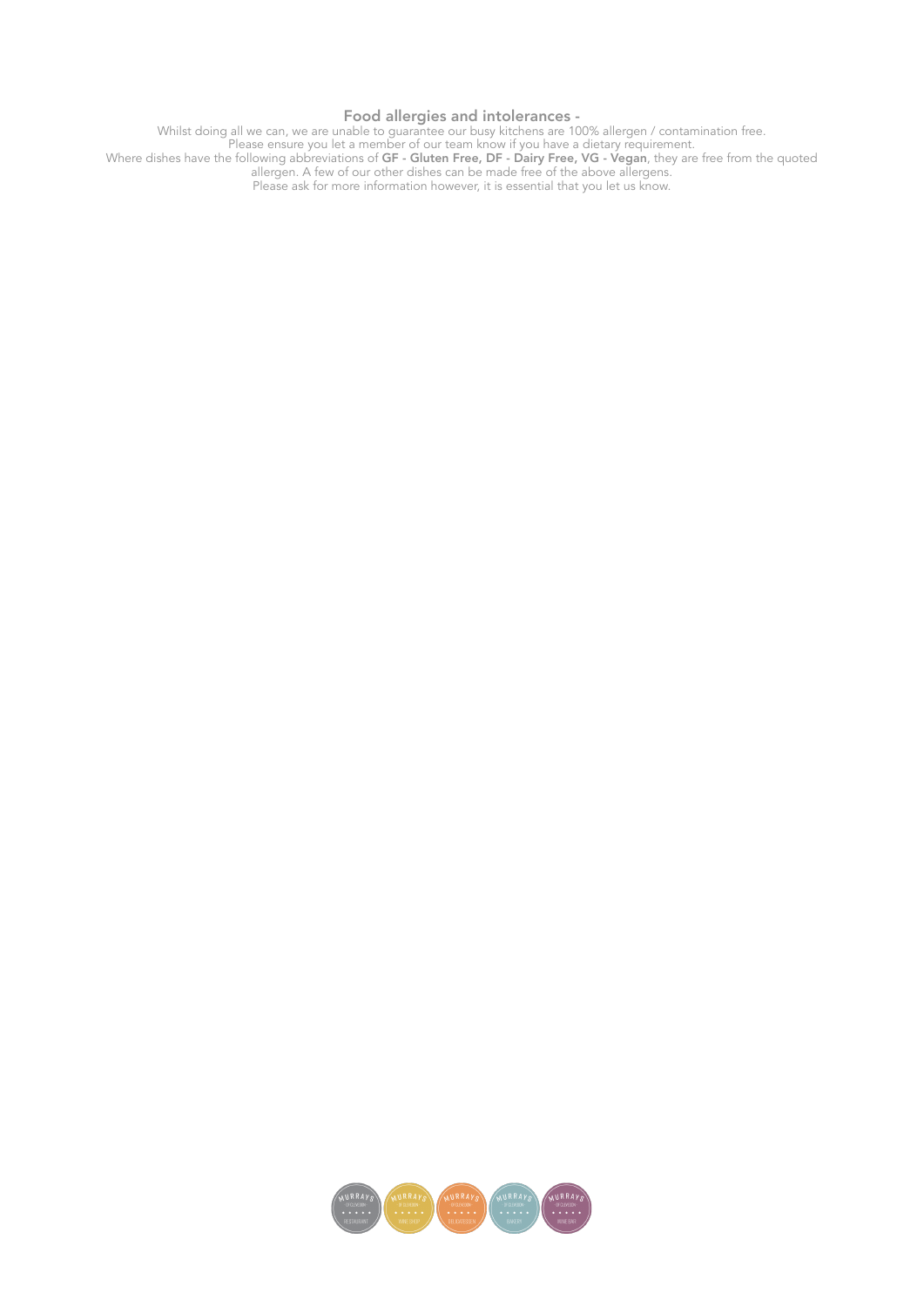## Food allergies and intolerances -

Whilst doing all we can, we are unable to guarantee our busy kitchens are 100% allergen / contamination free.
Please ensure you let a member of our team know if you have a dietary requirement.
Where dishes have the following abbreviations of **GF - Gluten Free, DF - Dairy Free, VG - Vegan**, they are free from the quoted allergen. A few of our other dishes can be made free of the above allergens.
Please ask for more information however, it is essential that you let us know.